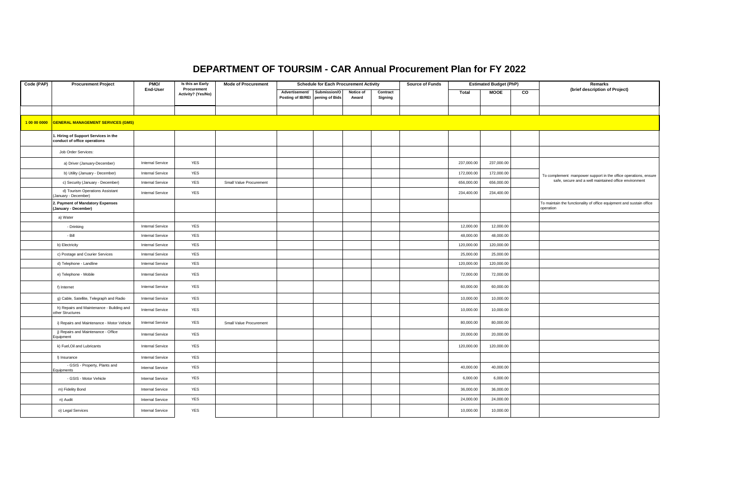# DEPARTMENT OF TOURSIM - CAR Annual Procurement Plan for FY 2022

| Code (PAP) | Procurement Project | PMO/ End-User | Is this an Early Procurement Activity? (Yes/No) | Mode of Procurement | Schedule for Each Procurement Activity | | | | Source of Funds | Estimated Budget (PhP) | | | Remarks (brief description of Project) |
|---|---|---|---|---|---|---|---|---|---|---|---|---|---|
| | | | | | Advertisement/ Posting of IB/REI | Submission/Opening of Bids | Notice of Award | Contract Signing | | Total | MOOE | CO | |
| | | | | | | | | | | | | | |
| 1 00 00 0000 | **GENERAL MANAGEMENT SERVICES (GMS)** | | | | | | | | | | | | |
| | **1. Hiring of Support Services in the conduct of office operations** | | | | | | | | | | | | |
| | Job Order Services: | | | | | | | | | | | | |
| | a) Driver (January-December) | Internal Service | YES | | | | | | | 237,000.00 | 237,000.00 | | To complement manpower support in the office operations, ensure safe, secure and a well maintained office environment |
| | b) Utility (January - December) | Internal Service | YES | | | | | | | 172,000.00 | 172,000.00 | | |
| | c) Security (January - December) | Internal Service | YES | Small Value Procurement | | | | | | 656,000.00 | 656,000.00 | | |
| | d) Tourism Operations Assistant (January - December) | Internal Service | YES | | | | | | | 234,400.00 | 234,400.00 | | |
| | **2. Payment of Mandatory Expenses (January - December)** | | | | | | | | | | | | To maintain the functionality of office equipment and sustain office operation |
| | a) Water | | | | | | | | | | | | |
| | - Drinking | Internal Service | YES | | | | | | | 12,000.00 | 12,000.00 | | |
| | - Bill | Internal Service | YES | | | | | | | 48,000.00 | 48,000.00 | | |
| | b) Electricity | Internal Service | YES | | | | | | | 120,000.00 | 120,000.00 | | |
| | c) Postage and Courier Services | Internal Service | YES | | | | | | | 25,000.00 | 25,000.00 | | |
| | d) Telephone - Landline | Internal Service | YES | | | | | | | 120,000.00 | 120,000.00 | | |
| | e) Telephone - Mobile | Internal Service | YES | | | | | | | 72,000.00 | 72,000.00 | | |
| | f) Internet | Internal Service | YES | | | | | | | 60,000.00 | 60,000.00 | | |
| | g) Cable, Satellite, Telegraph and Radio | Internal Service | YES | | | | | | | 10,000.00 | 10,000.00 | | |
| | h) Repairs and Maintenance - Building and other Structures | Internal Service | YES | | | | | | | 10,000.00 | 10,000.00 | | |
| | i) Repairs and Maintenance - Motor Vehicle | Internal Service | YES | Small Value Procurement | | | | | | 80,000.00 | 80,000.00 | | |
| | j) Repairs and Maintenance - Office Equipment | Internal Service | YES | | | | | | | 20,000.00 | 20,000.00 | | |
| | k) Fuel,Oil and Lubricants | Internal Service | YES | | | | | | | 120,000.00 | 120,000.00 | | |
| | l) Insurance | Internal Service | YES | | | | | | | | | | |
| | - GSIS - Property, Plants and Equipments | Internal Service | YES | | | | | | | 40,000.00 | 40,000.00 | | |
| | - GSIS - Motor Vehicle | Internal Service | YES | | | | | | | 6,000.00 | 6,000.00 | | |
| | m) Fidelity Bond | Internal Service | YES | | | | | | | 36,000.00 | 36,000.00 | | |
| | n) Audit | Internal Service | YES | | | | | | | 24,000.00 | 24,000.00 | | |
| | o) Legal Services | Internal Service | YES | | | | | | | 10,000.00 | 10,000.00 | | |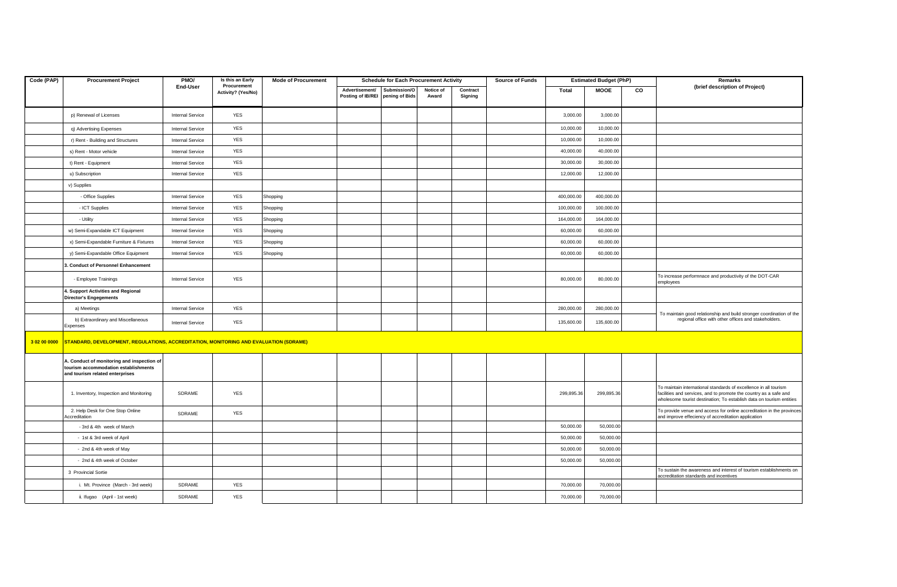| Code (PAP) | Procurement Project | PMO/ End-User | Is this an Early Procurement Activity? (Yes/No) | Mode of Procurement | Schedule for Each Procurement Activity | | | | Source of Funds | Estimated Budget (PhP) | | | Remarks (brief description of Project) |
|---|---|---|---|---|---|---|---|---|---|---|---|---|---|
| | | | | | Advertisement/ Posting of IB/REI | Submission/Opening of Bids | Notice of Award | Contract Signing | | Total | MOOE | CO | |
| | p) Renewal of Licenses | Internal Service | YES | | | | | | | 3,000.00 | 3,000.00 | | |
| | q) Advertising Expenses | Internal Service | YES | | | | | | | 10,000.00 | 10,000.00 | | |
| | r) Rent - Building and Structures | Internal Service | YES | | | | | | | 10,000.00 | 10,000.00 | | |
| | s) Rent - Motor vehicle | Internal Service | YES | | | | | | | 40,000.00 | 40,000.00 | | |
| | t) Rent - Equipment | Internal Service | YES | | | | | | | 30,000.00 | 30,000.00 | | |
| | u) Subscription | Internal Service | YES | | | | | | | 12,000.00 | 12,000.00 | | |
| | v) Supplies | | | | | | | | | | | | |
| | - Office Supplies | Internal Service | YES | Shopping | | | | | | 400,000.00 | 400,000.00 | | |
| | - ICT Supplies | Internal Service | YES | Shopping | | | | | | 100,000.00 | 100,000.00 | | |
| | - Utility | Internal Service | YES | Shopping | | | | | | 164,000.00 | 164,000.00 | | |
| | w) Semi-Expandable ICT Equipment | Internal Service | YES | Shopping | | | | | | 60,000.00 | 60,000.00 | | |
| | x) Semi-Expandable Furniture & Fixtures | Internal Service | YES | Shopping | | | | | | 60,000.00 | 60,000.00 | | |
| | y) Semi-Expandable Office Equipment | Internal Service | YES | Shopping | | | | | | 60,000.00 | 60,000.00 | | |
| | **3. Conduct of Personnel Enhancement** | | | | | | | | | | | | |
| | - Employee Trainings | Internal Service | YES | | | | | | | 80,000.00 | 80,000.00 | | To increase performnace and productivity of the DOT-CAR employees |
| | **4. Support Activities and Regional Director's Engegements** | | | | | | | | | | | | |
| | a) Meetings | Internal Service | YES | | | | | | | 280,000.00 | 280,000.00 | | To maintain good relationship and build stronger coordination of the regional office with other offices and stakeholders. |
| | b) Extraordinary and Miscellaneous Expenses | Internal Service | YES | | | | | | | 135,600.00 | 135,600.00 | | |
| **3 02 00 0000** | **STANDARD, DEVELOPMENT, REGULATIONS, ACCREDITATION, MONITORING AND EVALUATION (SDRAME)** | | | | | | | | | | | | |
| | **A. Conduct of monitoring and inspection of tourism accommodation establishments and tourism related enterprises** | | | | | | | | | | | | |
| | 1. Inventory, Inspection and Monitoring | SDRAME | YES | | | | | | | 299,895.36 | 299,895.36 | | To maintain international standards of excellence in all tourism facilities and services, and to promote the country as a safe and wholesome tourist destination; To establish data on tourism entities |
| | 2. Help Desk for One Stop Online Accreditation | SDRAME | YES | | | | | | | | | | To provide venue and access for online accreditation in the provinces and improve effeciency of accreditation application |
| | - 3rd & 4th week of March | | | | | | | | | 50,000.00 | 50,000.00 | | |
| | - 1st & 3rd week of April | | | | | | | | | 50,000.00 | 50,000.00 | | |
| | - 2nd & 4th week of May | | | | | | | | | 50,000.00 | 50,000.00 | | |
| | - 2nd & 4th week of October | | | | | | | | | 50,000.00 | 50,000.00 | | |
| | 3 Provincial Sortie | | | | | | | | | | | | To sustain the awareness and interest of tourism establishments on accreditation standards and incentives |
| | i. Mt. Province (March - 3rd week) | SDRAME | YES | | | | | | | 70,000.00 | 70,000.00 | | |
| | ii. Ifugao (April - 1st week) | SDRAME | YES | | | | | | | 70,000.00 | 70,000.00 | | |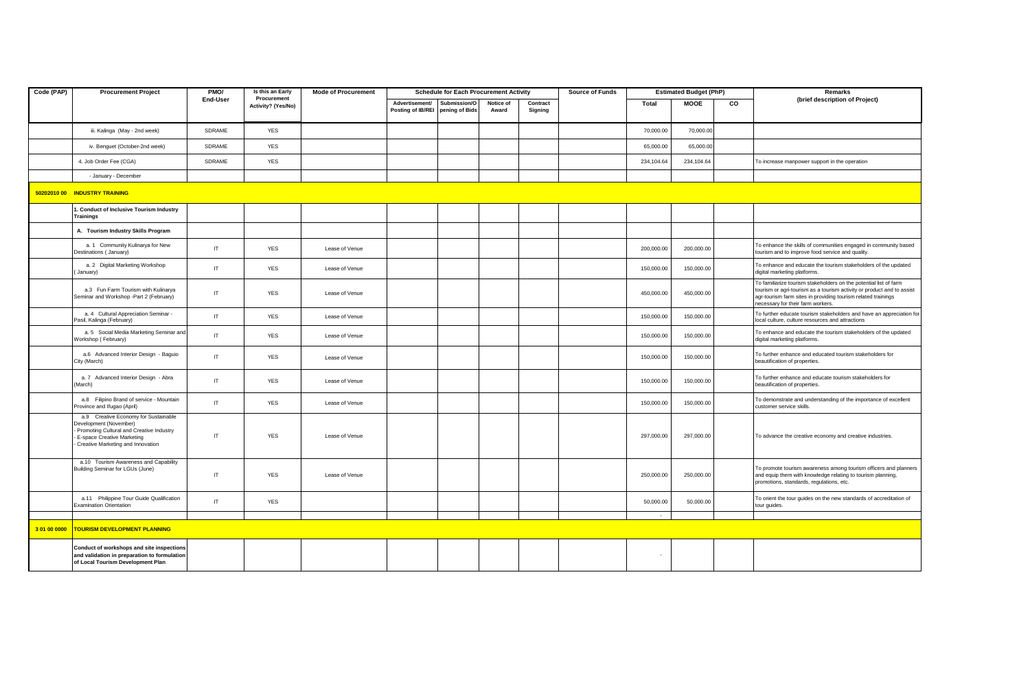| Code (PAP) | Procurement Project | PMO/ End-User | Is this an Early Procurement Activity? (Yes/No) | Mode of Procurement | Schedule for Each Procurement Activity | | | | Source of Funds | Estimated Budget (PhP) | | | Remarks (brief description of Project) |
|---|---|---|---|---|---|---|---|---|---|---|---|---|---|
| | | | | | Advertisement/ Posting of IB/REI | Submission/Opening of Bids | Notice of Award | Contract Signing | | Total | MOOE | CO | |
| | iii. Kalinga (May - 2nd week) | SDRAME | YES | | | | | | | 70,000.00 | 70,000.00 | | |
| | iv. Benguet (October-2nd week) | SDRAME | YES | | | | | | | 65,000.00 | 65,000.00 | | |
| | 4. Job Order Fee (CGA) | SDRAME | YES | | | | | | | 234,104.64 | 234,104.64 | | To increase manpower support in the operation |
| | - January - December | | | | | | | | | | | | |
| 50202010 00 | **INDUSTRY TRAINING** | | | | | | | | | | | | |
| | **1. Conduct of Inclusive Tourism Industry Trainings** | | | | | | | | | | | | |
| | **A. Tourism Industry Skills Program** | | | | | | | | | | | | |
| | a. 1 Community Kulinarya for New Destinations ( January) | IT | YES | Lease of Venue | | | | | | 200,000.00 | 200,000.00 | | To enhance the skills of communities engaged in community based tourism and to improve food service and quality. |
| | a. 2 Digital Marketing Workshop ( January) | IT | YES | Lease of Venue | | | | | | 150,000.00 | 150,000.00 | | To enhance and educate the tourism stakeholders of the updated digital marketing platforms. |
| | a.3 Fun Farm Tourism with Kulinarya Seminar and Workshop -Part 2 (February) | IT | YES | Lease of Venue | | | | | | 450,000.00 | 450,000.00 | | To familiarize tourism stakeholders on the potential list of farm tourism or agri-tourism as a tourism activity or product and to assist agr-tourism farm sites in providing tourism related trainings necessary for their farm workers. |
| | a. 4 Cultural Appreciation Seminar - Pasil, Kalinga (February) | IT | YES | Lease of Venue | | | | | | 150,000.00 | 150,000.00 | | To further educate tourism stakeholders and have an appreciation for local culture, culture resources and attractions |
| | a. 5 Social Media Marketing Seminar and Workshop ( February) | IT | YES | Lease of Venue | | | | | | 150,000.00 | 150,000.00 | | To enhance and educate the tourism stakeholders of the updated digital marketing platforms. |
| | a.6 Advanced Interior Design - Baguio City (March) | IT | YES | Lease of Venue | | | | | | 150,000.00 | 150,000.00 | | To further enhance and educated tourism stakeholders for beautification of properties. |
| | a. 7 Advanced Interior Design - Abra (March) | IT | YES | Lease of Venue | | | | | | 150,000.00 | 150,000.00 | | To further enhance and educate tourism stakeholders for beautification of properties. |
| | a.8 Filipino Brand of service - Mountain Province and Ifugao (April) | IT | YES | Lease of Venue | | | | | | 150,000.00 | 150,000.00 | | To demonstrate and understanding of the importance of excellent customer service skills. |
| | a.9 Creative Economy for Sustainable Development (November) - Promoting Cultural and Creative Industry - E-space Creative Marketing - Creative Marketing and Innovation | IT | YES | Lease of Venue | | | | | | 297,000.00 | 297,000.00 | | To advance the creative economy and creative industries. |
| | a.10 Tourism Awareness and Capability Building Seminar for LGUs (June) | IT | YES | Lease of Venue | | | | | | 250,000.00 | 250,000.00 | | To promote tourism awareness among tourism officers and planners and equip them with knowledge relating to tourism planning, promotions, standards, regulations, etc. |
| | a.11 Philippine Tour Guide Qualification Examination Orientation | IT | YES | | | | | | | 50,000.00 | 50,000.00 | | To orient the tour guides on the new standards of accreditation of tour guides. |
| | | | | | | | | | | - | | | |
| 3 01 00 0000 | **TOURISM DEVELOPMENT PLANNING** | | | | | | | | | | | | |
| | **Conduct of workshops and site inspections and validation in preparation to formulation of Local Tourism Development Plan** | | | | | | | | | - | | | |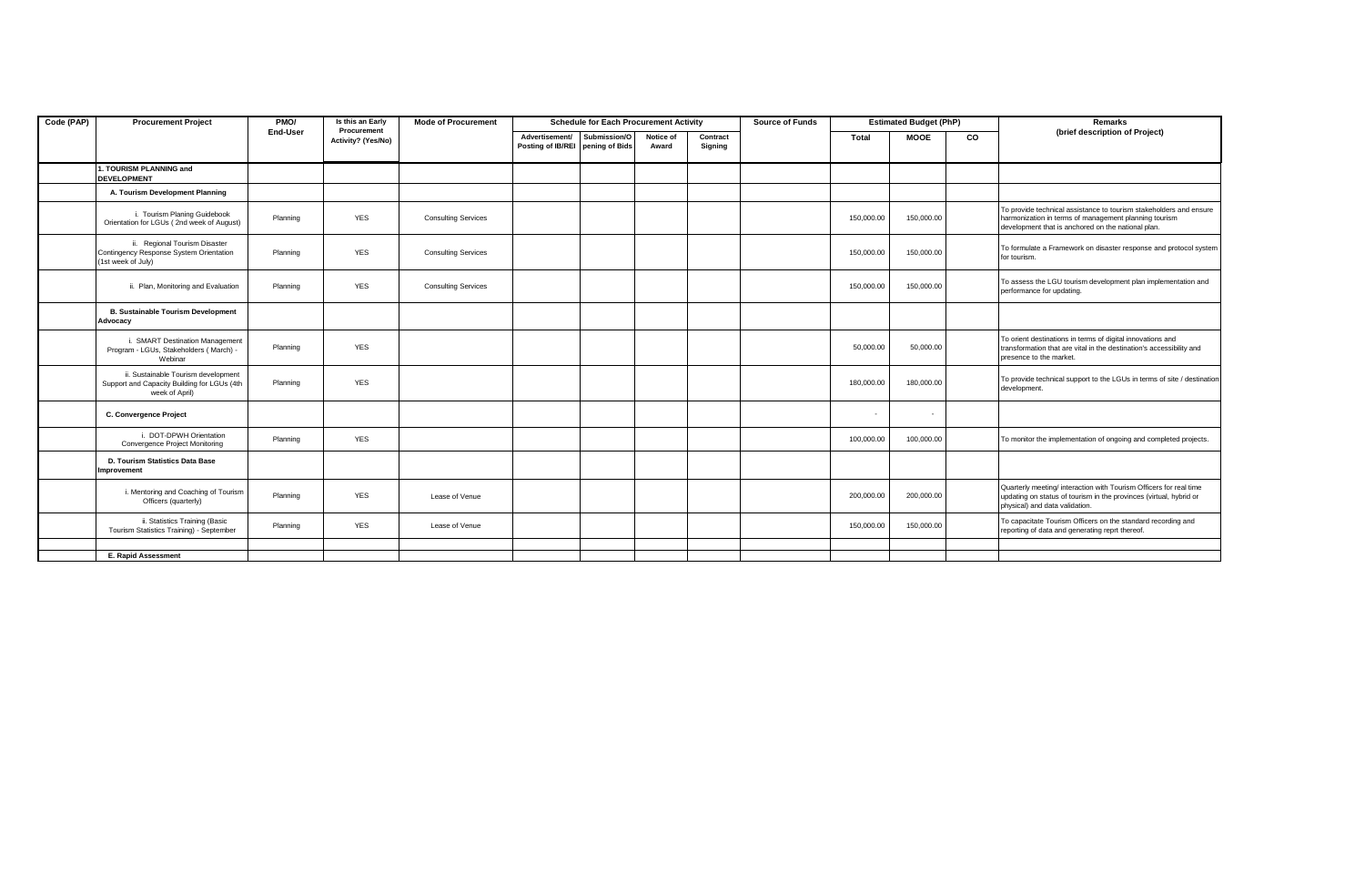| Code (PAP) | Procurement Project | PMO/ End-User | Is this an Early Procurement Activity? (Yes/No) | Mode of Procurement | Schedule for Each Procurement Activity | | | | Source of Funds | Estimated Budget (PhP) | | | Remarks (brief description of Project) |
|---|---|---|---|---|---|---|---|---|---|---|---|---|---|
| | | | | | Advertisement/ Posting of IB/REI | Submission/Opening of Bids | Notice of Award | Contract Signing | | Total | MOOE | CO | |
| | **1. TOURISM PLANNING and DEVELOPMENT** | | | | | | | | | | | | |
| | **A. Tourism Development Planning** | | | | | | | | | | | | |
| | i. Tourism Planing Guidebook Orientation for LGUs ( 2nd week of August) | Planning | YES | Consulting Services | | | | | | 150,000.00 | 150,000.00 | | To provide technical assistance to tourism stakeholders and ensure harmonization in terms of management planning tourism development that is anchored on the national plan. |
| | ii. Regional Tourism Disaster Contingency Response System Orientation (1st week of July) | Planning | YES | Consulting Services | | | | | | 150,000.00 | 150,000.00 | | To formulate a Framework on disaster response and protocol system for tourism. |
| | ii. Plan, Monitoring and Evaluation | Planning | YES | Consulting Services | | | | | | 150,000.00 | 150,000.00 | | To assess the LGU tourism development plan implementation and performance for updating. |
| | **B. Sustainable Tourism Development Advocacy** | | | | | | | | | | | | |
| | i. SMART Destination Management Program - LGUs, Stakeholders ( March) - Webinar | Planning | YES | | | | | | | 50,000.00 | 50,000.00 | | To orient destinations in terms of digital innovations and transformation that are vital in the destination's accessibility and presence to the market. |
| | ii. Sustainable Tourism development Support and Capacity Building for LGUs (4th week of April) | Planning | YES | | | | | | | 180,000.00 | 180,000.00 | | To provide technical support to the LGUs in terms of site / destination development. |
| | **C. Convergence Project** | | | | | | | | | - | - | | |
| | i. DOT-DPWH Orientation Convergence Project Monitoring | Planning | YES | | | | | | | 100,000.00 | 100,000.00 | | To monitor the implementation of ongoing and completed projects. |
| | **D. Tourism Statistics Data Base Improvement** | | | | | | | | | | | | |
| | i. Mentoring and Coaching of Tourism Officers (quarterly) | Planning | YES | Lease of Venue | | | | | | 200,000.00 | 200,000.00 | | Quarterly meeting/ interaction with Tourism Officers for real time updating on status of tourism in the provinces (virtual, hybrid or physical) and data validation. |
| | ii. Statistics Training (Basic Tourism Statistics Training) - September | Planning | YES | Lease of Venue | | | | | | 150,000.00 | 150,000.00 | | To capacitate Tourism Officers on the standard recording and reporting of data and generating reprt thereof. |
| | | | | | | | | | | | | | |
| | **E. Rapid Assessment** | | | | | | | | | | | | |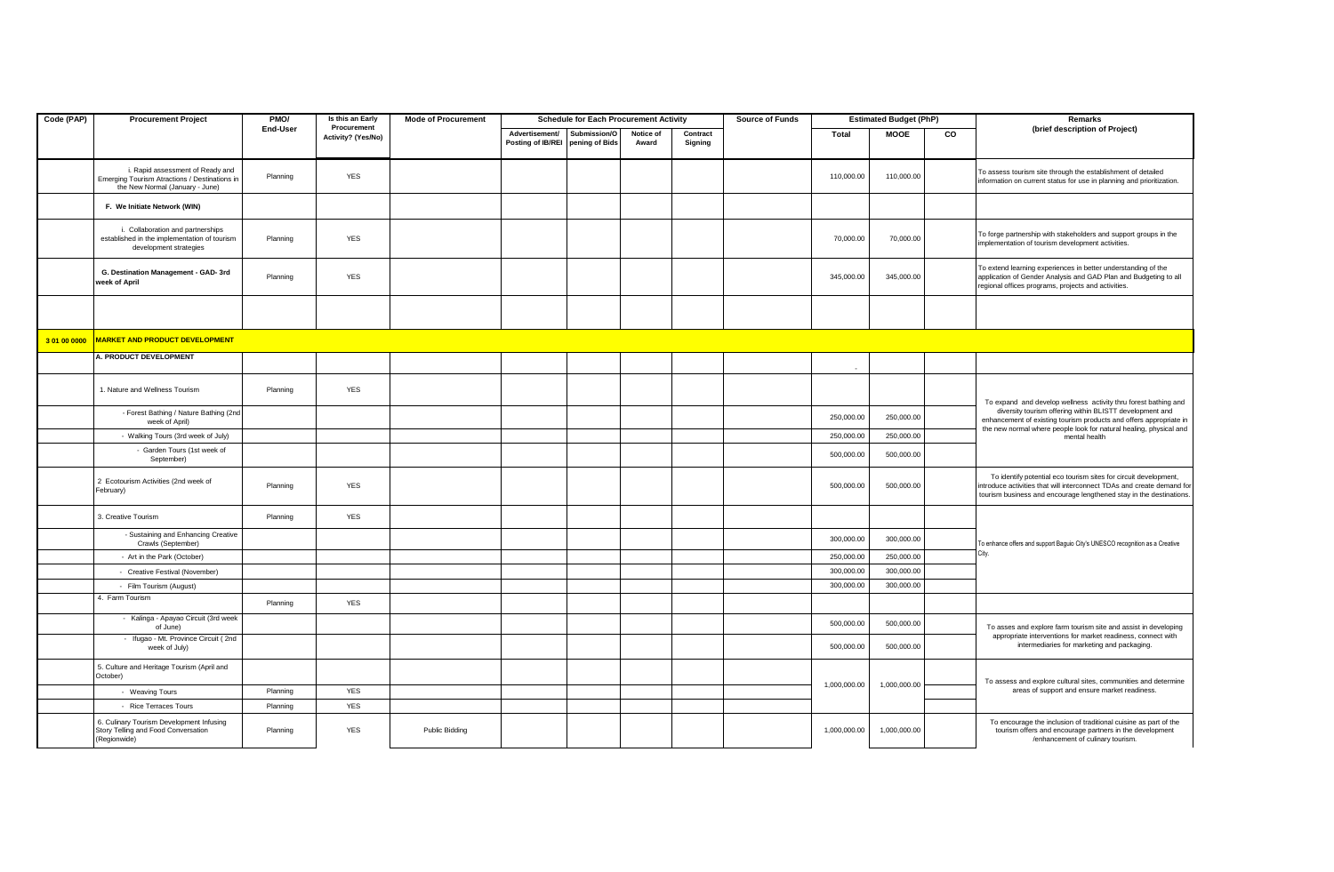| Code (PAP) | Procurement Project | PMO/ End-User | Is this an Early Procurement Activity? (Yes/No) | Mode of Procurement | Schedule for Each Procurement Activity | | | | Source of Funds | Estimated Budget (PhP) | | | Remarks (brief description of Project) |
|---|---|---|---|---|---|---|---|---|---|---|---|---|---|
| | | | | | Advertisement/ Posting of IB/REI | Submission/Opening of Bids | Notice of Award | Contract Signing | | Total | MOOE | CO | |
| | i. Rapid assessment of Ready and Emerging Tourism Atractions / Destinations in the New Normal (January - June) | Planning | YES | | | | | | | 110,000.00 | 110,000.00 | | To assess tourism site through the establishment of detailed information on current status for use in planning and prioritization. |
| | F. We Initiate Network (WIN) | | | | | | | | | | | | |
| | i. Collaboration and partnerships established in the implementation of tourism development strategies | Planning | YES | | | | | | | 70,000.00 | 70,000.00 | | To forge partnership with stakeholders and support groups in the implementation of tourism development activities. |
| | G. Destination Management - GAD- 3rd week of April | Planning | YES | | | | | | | 345,000.00 | 345,000.00 | | To extend learning experiences in better understanding of the application of Gender Analysis and GAD Plan and Budgeting to all regional offices programs, projects and activities. |
| | | | | | | | | | | | | | |
| 3 01 00 0000 | MARKET AND PRODUCT DEVELOPMENT | | | | | | | | | | | | |
| | A. PRODUCT DEVELOPMENT | | | | | | | | | - | | | |
| | 1. Nature and Wellness Tourism | Planning | YES | | | | | | | | | | To expand and develop wellness activity thru forest bathing and diversity tourism offering within BLISTT development and enhancement of existing tourism products and offers appropriate in the new normal where people look for natural healing, physical and mental health |
| | - Forest Bathing / Nature Bathing (2nd week of April) | | | | | | | | | 250,000.00 | 250,000.00 | | |
| | - Walking Tours (3rd week of July) | | | | | | | | | 250,000.00 | 250,000.00 | | |
| | - Garden Tours (1st week of September) | | | | | | | | | 500,000.00 | 500,000.00 | | |
| | 2 Ecotourism Activities (2nd week of February) | Planning | YES | | | | | | | 500,000.00 | 500,000.00 | | To identify potential eco tourism sites for circuit development, introduce activities that will interconnect TDAs and create demand for tourism business and encourage lengthened stay in the destinations. |
| | 3. Creative Tourism | Planning | YES | | | | | | | | | | |
| | - Sustaining and Enhancing Creative Crawls (September) | | | | | | | | | 300,000.00 | 300,000.00 | | To enhance offers and support Baguio City's UNESCO recognition as a Creative City. |
| | - Art in the Park (October) | | | | | | | | | 250,000.00 | 250,000.00 | | |
| | - Creative Festival (November) | | | | | | | | | 300,000.00 | 300,000.00 | | |
| | - Film Tourism (August) | | | | | | | | | 300,000.00 | 300,000.00 | | |
| | 4. Farm Tourism | Planning | YES | | | | | | | | | | |
| | - Kalinga - Apayao Circuit (3rd week of June) | | | | | | | | | 500,000.00 | 500,000.00 | | To asses and explore farm tourism site and assist in developing appropriate interventions for market readiness, connect with intermediaries for marketing and packaging. |
| | - Ifugao - Mt. Province Circuit ( 2nd week of July) | | | | | | | | | 500,000.00 | 500,000.00 | | |
| | 5. Culture and Heritage Tourism (April and October) | | | | | | | | | 1,000,000.00 | 1,000,000.00 | | To assess and explore cultural sites, communities and determine areas of support and ensure market readiness. |
| | - Weaving Tours | Planning | YES | | | | | | | | | | |
| | - Rice Terraces Tours | Planning | YES | | | | | | | | | | |
| | 6. Culinary Tourism Development Infusing Story Telling and Food Conversation (Regionwide) | Planning | YES | Public Bidding | | | | | | 1,000,000.00 | 1,000,000.00 | | To encourage the inclusion of traditional cuisine as part of the tourism offers and encourage partners in the development /enhancement of culinary tourism. |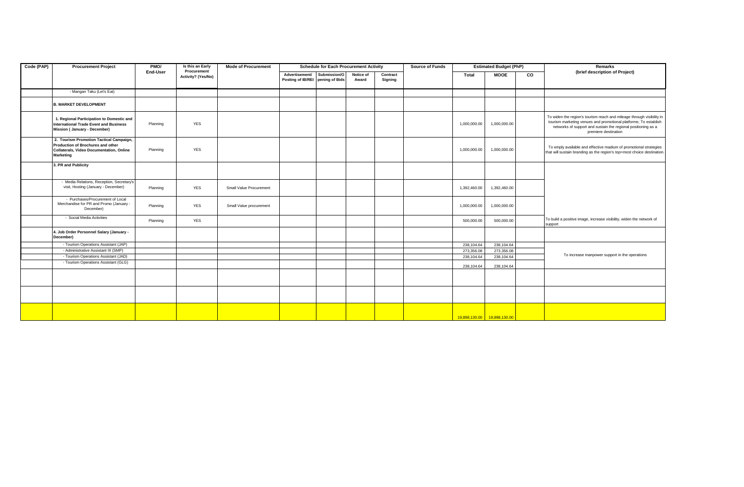| Code (PAP) | Procurement Project | PMO/ End-User | Is this an Early Procurement Activity? (Yes/No) | Mode of Procurement | Schedule for Each Procurement Activity | | | | Source of Funds | Estimated Budget (PhP) | | | Remarks (brief description of Project) |
|---|---|---|---|---|---|---|---|---|---|---|---|---|---|
| | | | | | Advertisement/ Posting of IB/REI | Submission/Opening of Bids | Notice of Award | Contract Signing | | Total | MOOE | CO | |
| | - Mangan Taku (Let's Eat) | | | | | | | | | | | | |
| | **B. MARKET DEVELOPMENT** | | | | | | | | | | | | |
| | **1. Regional Participation to Domestic and International Trade Event and Business Mission ( January - December)** | Planning | YES | | | | | | | 1,000,000.00 | 1,000,000.00 | | To widen the region's tourism reach and mileage through visibility in tourism marketing venues and promotional platforms; To establish networks of support and sustain the regional positioning as a premiere destination |
| | **2. Tourism Promotion Tactical Campaign, Production of Brochures and other Collaterals, Video Documentation, Online Marketing** | Planning | YES | | | | | | | 1,000,000.00 | 1,000,000.00 | | To emply available and effective madium of promotional strategies that will sustain branding as the region's top=most choice destination. |
| | **3. PR and Publicity** | | | | | | | | | | | | |
| | - Media Relations, Reception, Secretary's visit, Hosting (January - December) | Planning | YES | Small Value Procurement | | | | | | 1,392,460.00 | 1,392,460.00 | | |
| | - Purchases/Procurement of Local Merchandise for PR and Promo (January - December) | Planning | YES | Small Value procurement | | | | | | 1,000,000.00 | 1,000,000.00 | | |
| | - Social Media Activities | Planning | YES | | | | | | | 500,000.00 | 500,000.00 | | To build a positive image, increase visibility, widen the network of support |
| | **4. Job Order Personnel Salary (January - December)** | | | | | | | | | | | | |
| | - Tourism Operations Assistant (JAP) | | | | | | | | | 238,104.64 | 238,104.64 | | To increase manpower support in the operations |
| | - Administrative Assistant III (SMP) | | | | | | | | | 273,356.08 | 273,356.08 | | |
| | - Tourism Operations Assistant (JAD) | | | | | | | | | 238,104.64 | 238,104.64 | | |
| | - Tourism Operations Assistant (GLG) | | | | | | | | | 238,104.64 | 238,104.64 | | |
| | | | | | | | | | | | | | |
| | | | | | | | | | | | | | |
| | | | | | | | | | | 19,898,130.00 | 19,898,130.00 | | |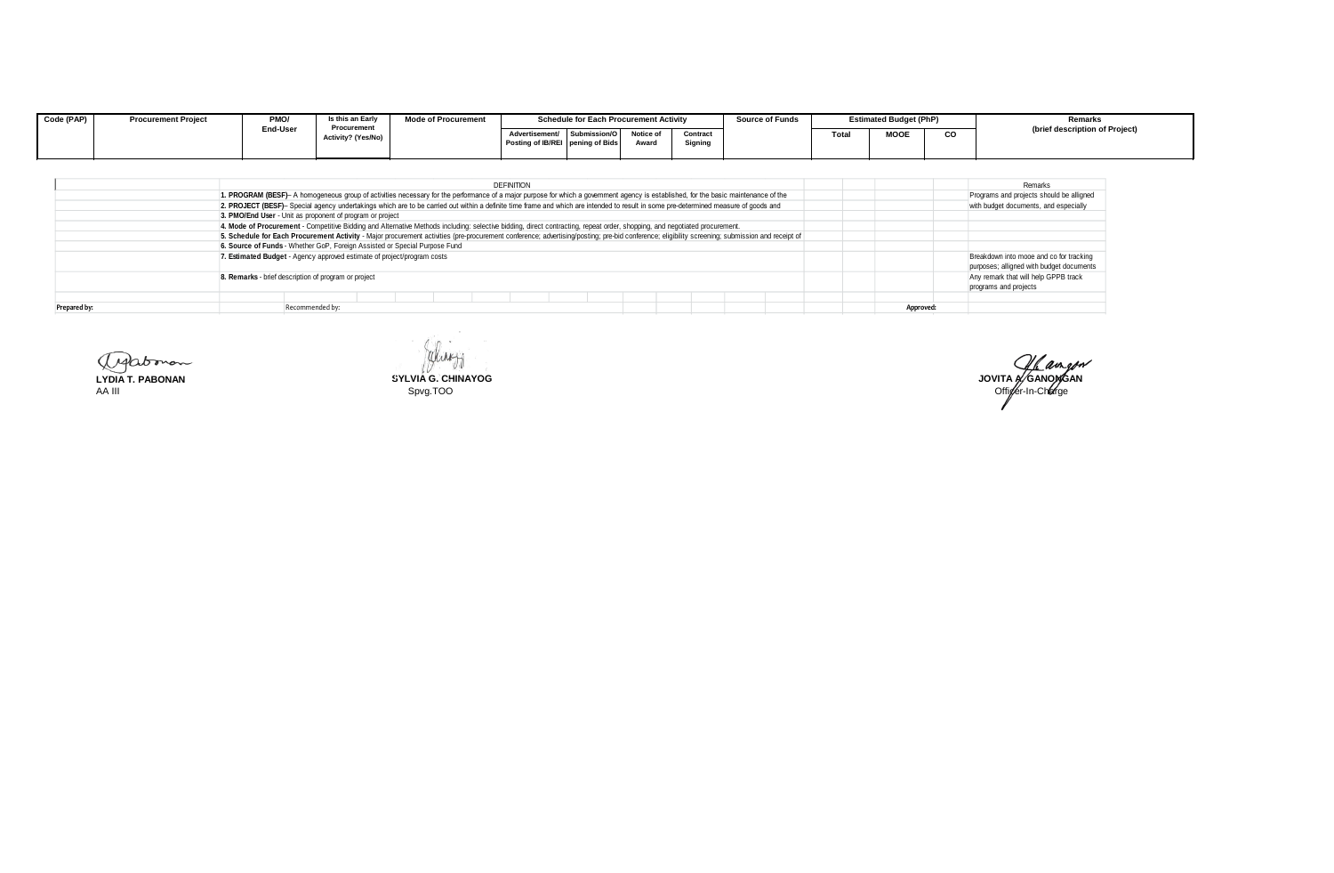| Code (PAP) | Procurement Project | PMO/ End-User | Is this an Early Procurement Activity? (Yes/No) | Mode of Procurement | Schedule for Each Procurement Activity | | | | Source of Funds | Estimated Budget (PhP) | | | Remarks (brief description of Project) |
|---|---|---|---|---|---|---|---|---|---|---|---|---|---|
| | | | | | Advertisement/ Posting of IB/REI | Submission/Opening of Bids | Notice of Award | Contract Signing | | Total | MOOE | CO | |

| DEFINITION | Remarks |
|---|---|
| **1. PROGRAM (BESF)**– A homogeneous group of activities necessary for the performance of a major purpose for which a government agency is established, for the basic maintenance of the | Programs and projects should be alligned |
| **2. PROJECT (BESF)**– Special agency undertakings which are to be carried out within a definite time frame and which are intended to result in some pre-determined measure of goods and | with budget documents, and especially |
| **3. PMO/End User** - Unit as proponent of program or project | |
| **4. Mode of Procurement** - Competitive Bidding and Alternative Methods including: selective bidding, direct contracting, repeat order, shopping, and negotiated procurement. | |
| **5. Schedule for Each Procurement Activity** - Major procurement activities (pre-procurement conference; advertising/posting; pre-bid conference; eligibility screening; submission and receipt of | |
| **6. Source of Funds** - Whether GoP, Foreign Assisted or Special Purpose Fund | |
| **7. Estimated Budget** - Agency approved estimate of project/program costs | Breakdown into mooe and co for tracking purposes; alligned with budget documents |
| **8. Remarks** - brief description of program or project | Any remark that will help GPPB track programs and projects |

Prepared by: Recommended by: Approved:

**LYDIA T. PABONAN**
AA III

**SYLVIA G. CHINAYOG**
Spvg.TOO

**JOVITA A. GANONGAN**
Officer-In-Charge